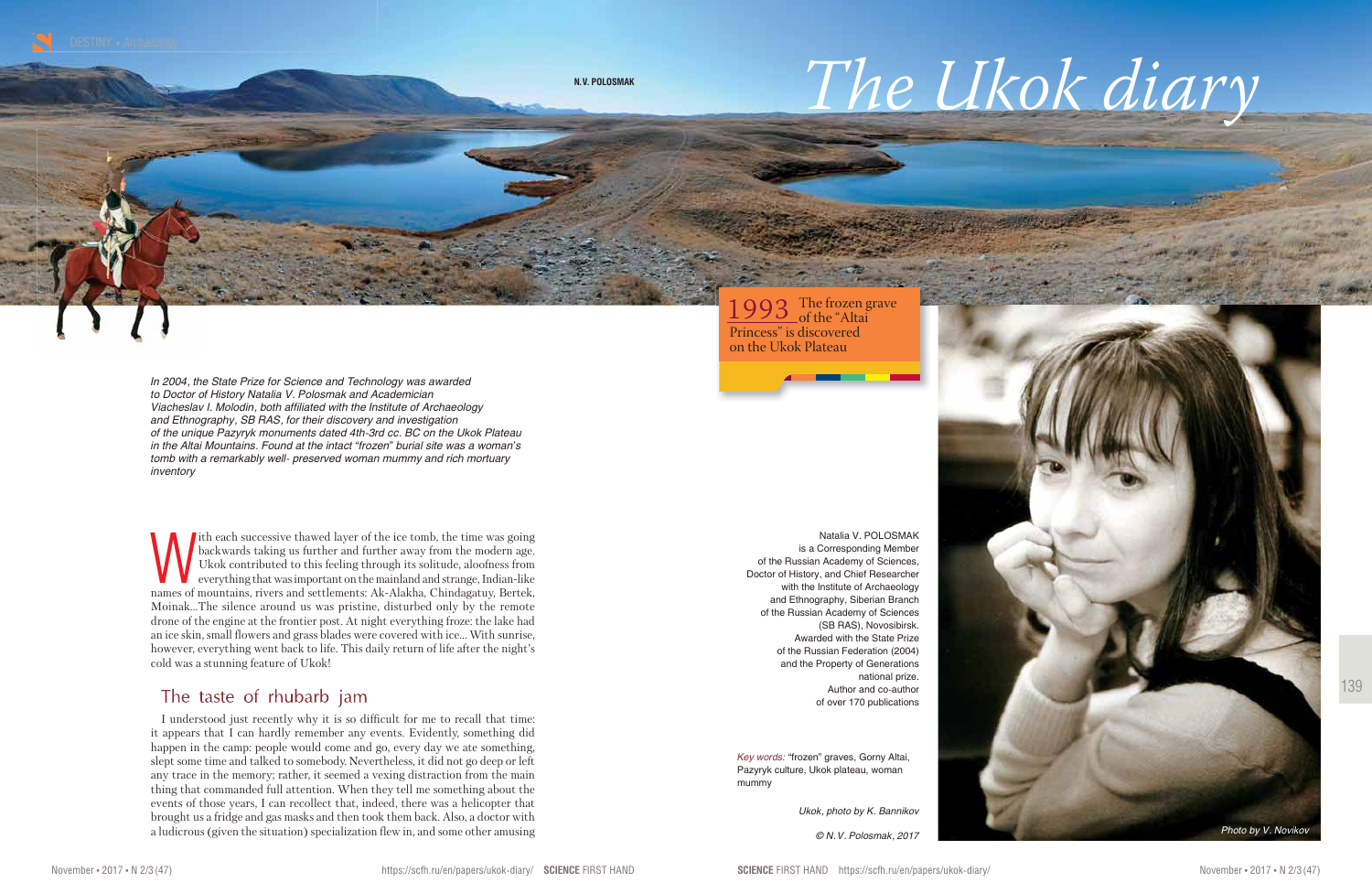N.V. POLOSMAK

# The Ukok diary

1993 The frozen grave of the "Altai Princess" is discovered on the Ukok Plateau

*In 2004, the State Prize for Science and Technology was awarded to Doctor of History Natalia V. Polosmak and Academician Viacheslav I. Molodin, both affiliated with the Institute of Archaeology and Ethnography, SB RAS, for their discovery and investigation of the unique Pazyryk monuments dated 4th-3rd cc. BC on the Ukok Plateau in the Altai Mountains. Found at the intact "frozen" burial site was a woman's tomb with a remarkably well- preserved woman mummy and rich mortuary inventory*

With each successive thawed layer of the ice tomb, the time was going backwards taking us further and further away from the modern age. Ukok contributed to this feeling through its solitude, aloofness from everything that was important on the mainland and strange, Indian-like names of mountains, rivers and settlements: Ak-Alakha, Chindagatuy, Bertek, Moinak...The silence around us was pristine, disturbed only by the remote drone of the engine at the frontier post. At night everything froze: the lake had an ice skin, small flowers and grass blades were covered with ice... With sunrise, however, everything went back to life. This daily return of life after the night's cold was a stunning feature of Ukok!

## The taste of rhubarb jam

I understood just recently why it is so difficult for me to recall that time: it appears that I can hardly remember any events. Evidently, something did happen in the camp: people would come and go, every day we ate something, slept some time and talked to somebody. Nevertheless, it did not go deep or left any trace in the memory; rather, it seemed a vexing distraction from the main thing that commanded full attention. When they tell me something about the events of those years, I can recollect that, indeed, there was a helicopter that brought us a fridge and gas masks and then took them back. Also, a doctor with a ludicrous (given the situation) specialization flew in, and some other amusing

Natalia V. POLOSMAK is a Corresponding Member of the Russian Academy of Sciences, Doctor of History, and Chief Researcher with the Institute of Archaeology and Ethnography, Siberian Branch of the Russian Academy of Sciences (SB RAS), Novosibirsk. Awarded with the State Prize of the Russian Federation (2004) and the Property of Generations national prize. Author and co-author of over 170 publications

*Key words:* "frozen" graves, Gorny Altai, Pazyryk culture, Ukok plateau, woman mummy

*Ukok, photo by K. Bannikov*

*© N.V. Polosmak, 2017*

*Photo by V. Novikov*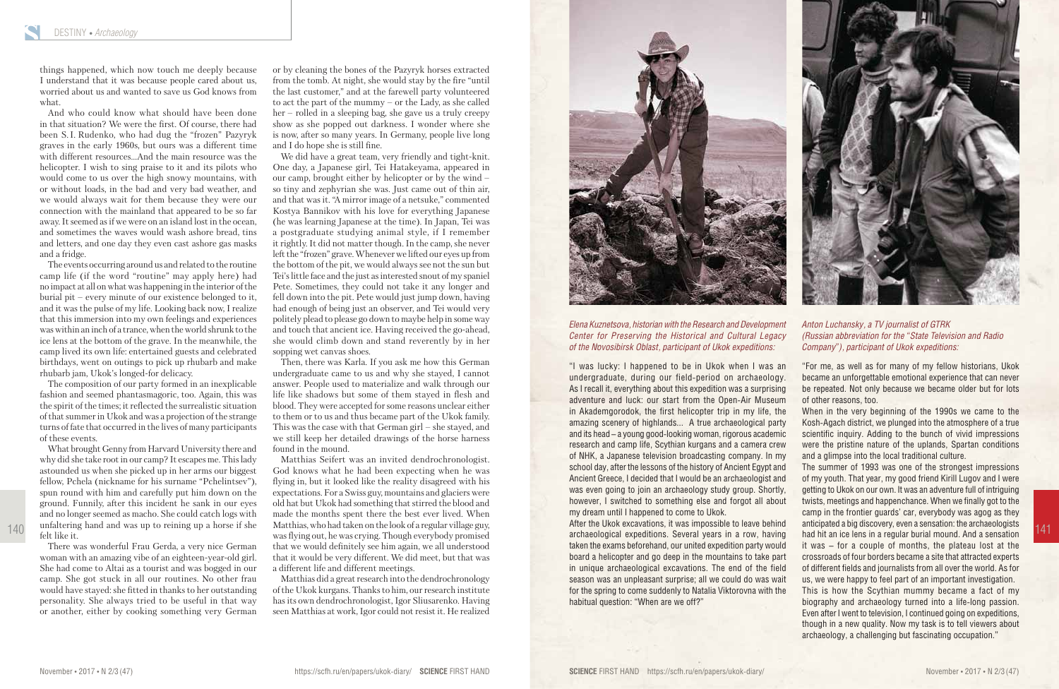things happened, which now touch me deeply because I understand that it was because people cared about us, worried about us and wanted to save us God knows from what.

And who could know what should have been done in that situation? We were the first. Of course, there had been S. I. Rudenko, who had dug the "frozen" Pazyryk graves in the early 1960s, but ours was a different time with different resources...And the main resource was the helicopter. I wish to sing praise to it and its pilots who would come to us over the high snowy mountains, with or without loads, in the bad and very bad weather, and we would always wait for them because they were our connection with the mainland that appeared to be so far away. It seemed as if we were on an island lost in the ocean, and sometimes the waves would wash ashore bread, tins and letters, and one day they even cast ashore gas masks and a fridge.

The events occurring around us and related to the routine camp life (if the word "routine" may apply here) had no impact at all on what was happening in the interior of the burial pit – every minute of our existence belonged to it, and it was the pulse of my life. Looking back now, I realize that this immersion into my own feelings and experiences was within an inch of a trance, when the world shrunk to the ice lens at the bottom of the grave. In the meanwhile, the camp lived its own life: entertained guests and celebrated birthdays, went on outings to pick up rhubarb and make rhubarb jam, Ukok's longed-for delicacy.

The composition of our party formed in an inexplicable fashion and seemed phantasmagoric, too. Again, this was the spirit of the times; it reflected the surrealistic situation of that summer in Ukok and was a projection of the strange turns of fate that occurred in the lives of many participants of these events.

What brought Genny from Harvard University there and why did she take root in our camp? It escapes me. This lady astounded us when she picked up in her arms our biggest fellow, Pchela (nickname for his surname "Pchelintsev"), spun round with him and carefully put him down on the ground. Funnily, after this incident he sank in our eyes and no longer seemed as macho. She could catch logs with unfaltering hand and was up to reining up a horse if she felt like it.

There was wonderful Frau Gerda, a very nice German woman with an amazing vibe of an eighteen-year-old girl. She had come to Altai as a tourist and was bogged in our camp. She got stuck in all our routines. No other frau would have stayed: she fitted in thanks to her outstanding personality. She always tried to be useful in that way or another, either by cooking something very German or by cleaning the bones of the Pazyryk horses extracted from the tomb. At night, she would stay by the fire "until the last customer," and at the farewell party volunteered to act the part of the mummy – or the Lady, as she called her – rolled in a sleeping bag, she gave us a truly creepy show as she popped out darkness. I wonder where she is now, after so many years. In Germany, people live long and I do hope she is still fine.

We did have a great team, very friendly and tight-knit. One day, a Japanese girl, Tei Hatakeyama, appeared in our camp, brought either by helicopter or by the wind – so tiny and zephyrian she was. Just came out of thin air, and that was it. "A mirror image of a netsuke," commented Kostya Bannikov with his love for everything Japanese (he was learning Japanese at the time). In Japan, Tei was a postgraduate studying animal style, if I remember it rightly. It did not matter though. In the camp, she never left the "frozen" grave. Whenever we lifted our eyes up from the bottom of the pit, we would always see not the sun but Tei's little face and the just as interested snout of my spaniel Pete. Sometimes, they could not take it any longer and fell down into the pit. Pete would just jump down, having had enough of being just an observer, and Tei would very politely plead to please go down to maybe help in some way and touch that ancient ice. Having received the go-ahead, she would climb down and stand reverently by in her sopping wet canvas shoes.

Then, there was Karla. If you ask me how this German undergraduate came to us and why she stayed, I cannot answer. People used to materialize and walk through our life like shadows but some of them stayed in flesh and blood. They were accepted for some reasons unclear either to them or to us and thus became part of the Ukok family. This was the case with that German girl – she stayed, and we still keep her detailed drawings of the horse harness found in the mound.

Matthias Seifert was an invited dendrochronologist. God knows what he had been expecting when he was flying in, but it looked like the reality disagreed with his expectations. For a Swiss guy, mountains and glaciers were old hat but Ukok had something that stirred the blood and made the months spent there the best ever lived. When Matthias, who had taken on the look of a regular village guy, was flying out, he was crying. Though everybody promised that we would definitely see him again, we all understood that it would be very different. We did meet, but that was a different life and different meetings.

Matthias did a great research into the dendrochronology of the Ukok kurgans. Thanks to him, our research institute has its own dendrochronologist, Igor Sliusarenko. Having seen Matthias at work, Igor could not resist it. He realized

*Elena Kuznetsova, historian with the Research and Development Center for Preserving the Historical and Cultural Legacy of the Novosibirsk Oblast, participant of Ukok expeditions:*

"I was lucky: I happened to be in Ukok when I was an undergraduate, during our field-period on archaeology. As I recall it, everything about this expedition was a surprising adventure and luck: our start from the Open-Air Museum in Akademgorodok, the first helicopter trip in my life, the amazing scenery of highlands... A true archaeological party and its head – a young good-looking woman, rigorous academic research and camp life, Scythian kurgans and a camera crew of NHK, a Japanese television broadcasting company. In my school day, after the lessons of the history of Ancient Egypt and Ancient Greece, I decided that I would be an archaeologist and was even going to join an archaeology study group. Shortly, however, I switched to something else and forgot all about my dream until I happened to come to Ukok.

After the Ukok excavations, it was impossible to leave behind archaeological expeditions. Several years in a row, having taken the exams beforehand, our united expedition party would board a helicopter and go deep in the mountains to take part in unique archaeological excavations. The end of the field season was an unpleasant surprise; all we could do was wait for the spring to come suddenly to Natalia Viktorovna with the habitual question: "When are we off?"

*Anton Luchansky, a TV journalist of GTRK (Russian abbreviation for the "State Television and Radio Company"), participant of Ukok expeditions:*

"For me, as well as for many of my fellow historians, Ukok became an unforgettable emotional experience that can never be repeated. Not only because we became older but for lots of other reasons, too.

When in the very beginning of the 1990s we came to the Kosh-Agach district, we plunged into the atmosphere of a true scientific inquiry. Adding to the bunch of vivid impressions were the pristine nature of the uplands, Spartan conditions and a glimpse into the local traditional culture.

The summer of 1993 was one of the strongest impressions of my youth. That year, my good friend Kirill Lugov and I were getting to Ukok on our own. It was an adventure full of intriguing twists, meetings and happenchance. When we finally got to the camp in the frontier guards' car, everybody was agog as they anticipated a big discovery, even a sensation: the archaeologists had hit an ice lens in a regular burial mound. And a sensation it was – for a couple of months, the plateau lost at the crossroads of four borders became a site that attracted experts of different fields and journalists from all over the world. As for us, we were happy to feel part of an important investigation.

This is how the Scythian mummy became a fact of my biography and archaeology turned into a life-long passion. Even after I went to television, I continued going on expeditions, though in a new quality. Now my task is to tell viewers about archaeology, a challenging but fascinating occupation."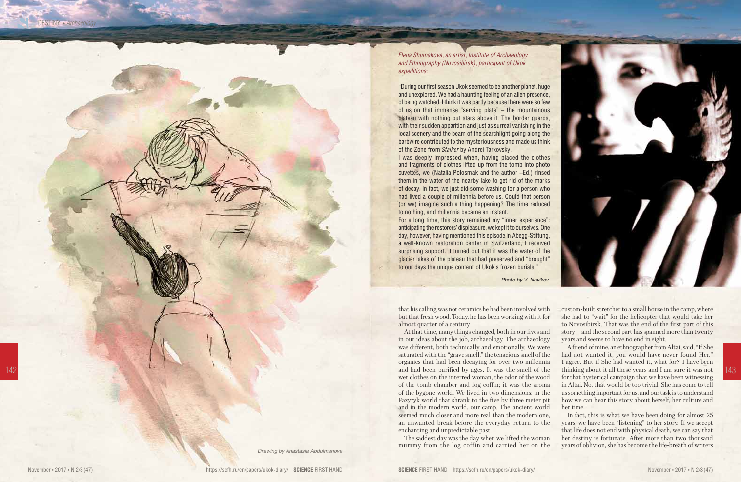*Elena Shumakova, an artist, Institute of Archaeology and Ethnography (Novosibirsk), participant of Ukok expeditions:*

"During our first season Ukok seemed to be another planet, huge and unexplored. We had a haunting feeling of an alien presence, of being watched. I think it was partly because there were so few of us on that immense "serving plate" – the mountainous plateau with nothing but stars above it. The border guards, with their sudden apparition and just as surreal vanishing in the local scenery and the beam of the searchlight going along the barbwire contributed to the mysteriousness and made us think of the Zone from *Stalker* by Andrei Tarkovsky.

I was deeply impressed when, having placed the clothes and fragments of clothes lifted up from the tomb into photo cuvettes, we (Natalia Polosmak and the author –Ed.) rinsed them in the water of the nearby lake to get rid of the marks of decay. In fact, we just did some washing for a person who had lived a couple of millennia before us. Could that person (or we) imagine such a thing happening? The time reduced to nothing, and millennia became an instant.

For a long time, this story remained my "inner experience": anticipating the restorers' displeasure, we kept it to ourselves. One day, however, having mentioned this episode in Abegg-Stiftung, a well-known restoration center in Switzerland, I received surprising support. It turned out that it was the water of the glacier lakes of the plateau that had preserved and "brought" to our days the unique content of Ukok's frozen burials."

*Photo by V. Novikov*

*Drawing by Anastasia Abdulmanova*

that his calling was not ceramics he had been involved with but that fresh wood. Today, he has been working with it for almost quarter of a century.

At that time, many things changed, both in our lives and in our ideas about the job, archaeology. The archaeology was different, both technically and emotionally. We were saturated with the "grave smell," the tenacious smell of the organics that had been decaying for over two millennia and had been purified by ages. It was the smell of the wet clothes on the interred woman, the odor of the wood of the tomb chamber and log coffin; it was the aroma of the bygone world. We lived in two dimensions: in the Pazyryk world that shrank to the five by three meter pit and in the modern world, our camp. The ancient world seemed much closer and more real than the modern one, an unwanted break before the everyday return to the enchanting and unpredictable past.

The saddest day was the day when we lifted the woman mummy from the log coffin and carried her on the custom-built stretcher to a small house in the camp, where she had to "wait" for the helicopter that would take her to Novosibirsk. That was the end of the first part of this story – and the second part has spanned more than twenty years and seems to have no end in sight.

A friend of mine, an ethnographer from Altai, said, "If She had not wanted it, you would have never found Her." I agree. But if She had wanted it, what for? I have been thinking about it all these years and I am sure it was not for that hysterical campaign that we have been witnessing in Altai. No, that would be too trivial. She has come to tell us something important for us, and our task is to understand how we can hear this story about herself, her culture and her time.

In fact, this is what we have been doing for almost 25 years: we have been "listening" to her story. If we accept that life does not end with physical death, we can say that her destiny is fortunate. After more than two thousand years of oblivion, she has become the life-breath of writers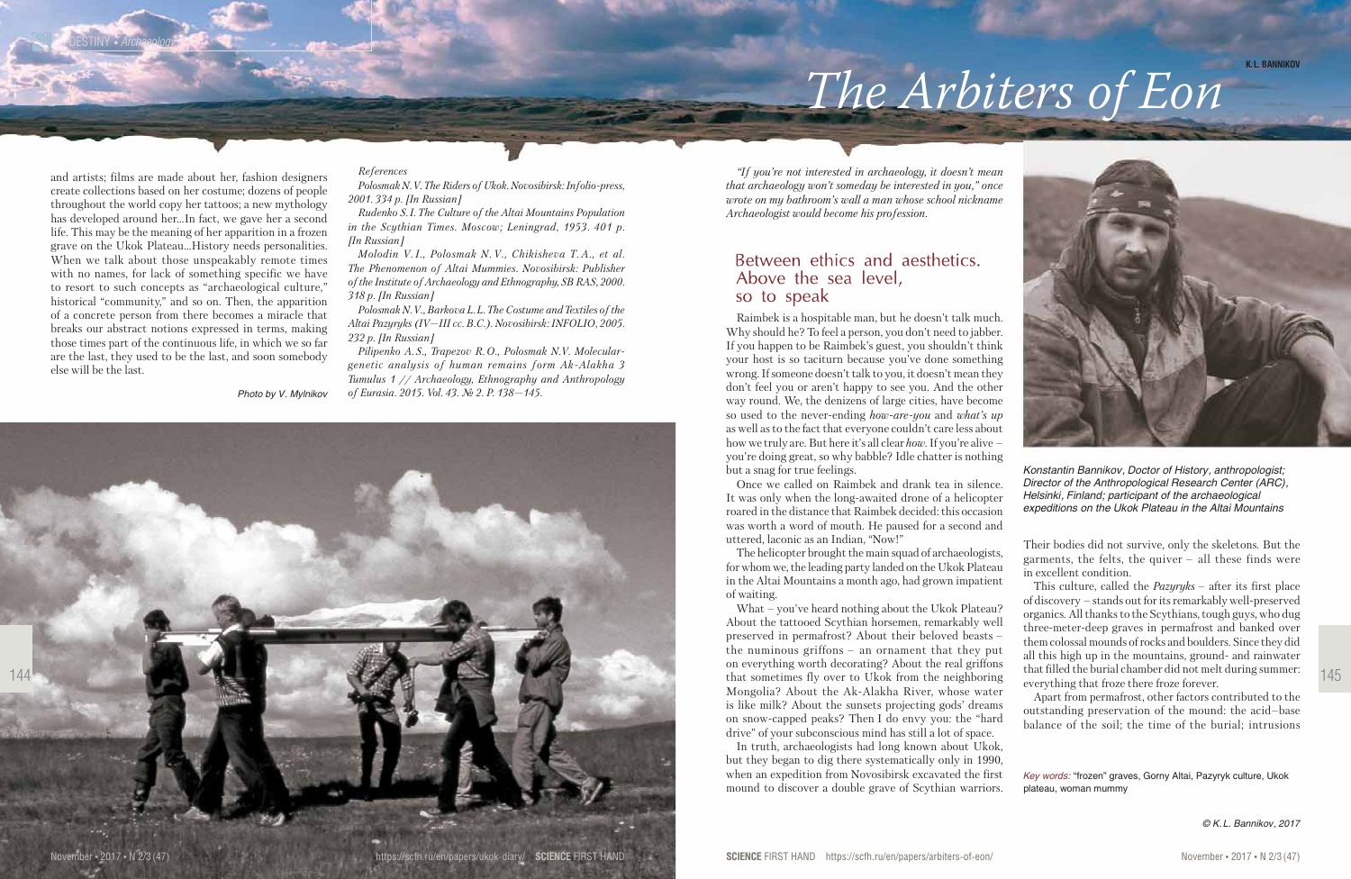and artists; films are made about her, fashion designers create collections based on her costume; dozens of people throughout the world copy her tattoos; a new mythology has developed around her...In fact, we gave her a second life. This may be the meaning of her apparition in a frozen grave on the Ukok Plateau...History needs personalities. When we talk about those unspeakably remote times with no names, for lack of something specific we have to resort to such concepts as "archaeological culture," historical "community," and so on. Then, the apparition of a concrete person from there becomes a miracle that breaks our abstract notions expressed in terms, making those times part of the continuous life, in which we so far are the last, they used to be the last, and soon somebody else will be the last.

*Photo by V. Mylnikov*

*References*

*Polosmak N. V. The Riders of Ukok. Novosibirsk: Infolio-press, 2001. 334 p. [In Russian]*

*Rudenko S. I. The Culture of the Altai Mountains Population in the Scythian Times. Moscow; Leningrad, 1953. 401 p. [In Russian]*

*Molodin V. I., Polosmak N. V., Chikisheva T. A., et al. The Phenomenon of Altai Mummies. Novosibirsk: Publisher of the Institute of Archaeology and Ethnography, SB RAS, 2000. 318 p. [In Russian]*

*Polosmak N. V., Barkova L. L. The Costume and Textiles of the Altai Pazyryks (IV—III cc. B.C.). Novosibirsk: INFOLIO, 2005. 232 p. [In Russian]*

*Pilipenko A. S., Trapezov R. O., Polosmak N.V. Molecular-genetic analysis of human remains form Ak-Alakha 3 Tumulus 1 // Archaeology, Ethnography and Anthropology of Eurasia. 2015. Vol. 43. № 2. P. 138—145.*

K. L. BANNIKOV

# The Arbiters of Eon

*"If you're not interested in archaeology, it doesn't mean that archaeology won't someday be interested in you," once wrote on my bathroom's wall a man whose school nickname Archaeologist would become his profession.*

## Between ethics and aesthetics. Above the sea level, so to speak

Raimbek is a hospitable man, but he doesn't talk much. Why should he? To feel a person, you don't need to jabber. If you happen to be Raimbek's guest, you shouldn't think your host is so taciturn because you've done something wrong. If someone doesn't talk to you, it doesn't mean they don't feel you or aren't happy to see you. And the other way round. We, the denizens of large cities, have become so used to the never-ending *how-are-you* and *what's up* as well as to the fact that everyone couldn't care less about how we truly are. But here it's all clear *how*. If you're alive – you're doing great, so why babble? Idle chatter is nothing but a snag for true feelings.

Once we called on Raimbek and drank tea in silence. It was only when the long-awaited drone of a helicopter roared in the distance that Raimbek decided: this occasion was worth a word of mouth. He paused for a second and uttered, laconic as an Indian, "Now!"

The helicopter brought the main squad of archaeologists, for whom we, the leading party landed on the Ukok Plateau in the Altai Mountains a month ago, had grown impatient of waiting.

What – you've heard nothing about the Ukok Plateau? About the tattooed Scythian horsemen, remarkably well preserved in permafrost? About their beloved beasts – the numinous griffons – an ornament that they put on everything worth decorating? About the real griffons that sometimes fly over to Ukok from the neighboring Mongolia? About the Ak-Alakha River, whose water is like milk? About the sunsets projecting gods' dreams on snow-capped peaks? Then I do envy you: the "hard drive" of your subconscious mind has still a lot of space.

In truth, archaeologists had long known about Ukok, but they began to dig there systematically only in 1990, when an expedition from Novosibirsk excavated the first mound to discover a double grave of Scythian warriors. Their bodies did not survive, only the skeletons. But the garments, the felts, the quiver – all these finds were in excellent condition.

This culture, called the *Pazyryks* – after its first place of discovery – stands out for its remarkably well-preserved organics. All thanks to the Scythians, tough guys, who dug three-meter-deep graves in permafrost and banked over them colossal mounds of rocks and boulders. Since they did all this high up in the mountains, ground- and rainwater that filled the burial chamber did not melt during summer: everything that froze there froze forever.

Apart from permafrost, other factors contributed to the outstanding preservation of the mound: the acid–base balance of the soil; the time of the burial; intrusions

*Konstantin Bannikov, Doctor of History, anthropologist; Director of the Anthropological Research Center (ARC), Helsinki, Finland; participant of the archaeological expeditions on the Ukok Plateau in the Altai Mountains*

*Key words:* "frozen" graves, Gorny Altai, Pazyryk culture, Ukok plateau, woman mummy

*© K. L. Bannikov, 2017*